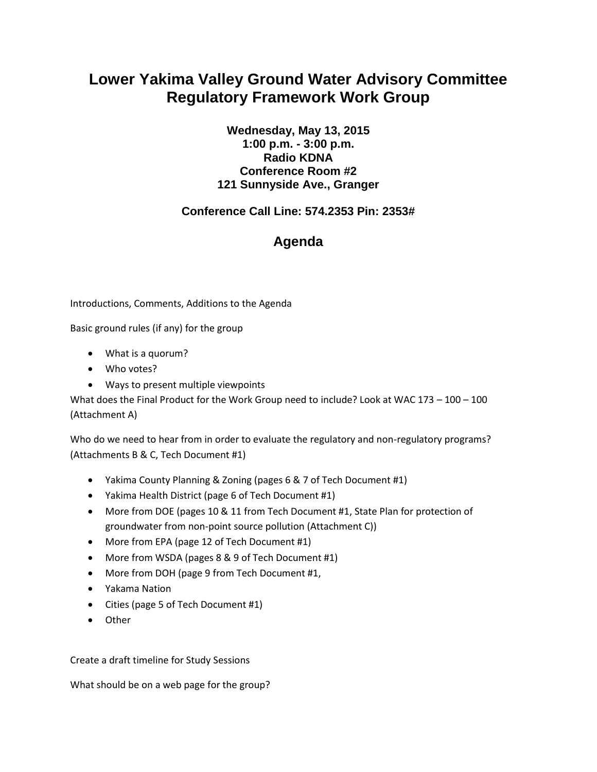# Lower Yakima Valley Ground Water Advisory Committee Regulatory Framework Work Group

**Wednesday, May 13, 2015**
**1:00 p.m. - 3:00 p.m.**
**Radio KDNA**
**Conference Room #2**
**121 Sunnyside Ave., Granger**

**Conference Call Line: 574.2353 Pin: 2353#**

## Agenda

Introductions, Comments, Additions to the Agenda

Basic ground rules (if any) for the group

- What is a quorum?
- Who votes?
- Ways to present multiple viewpoints

What does the Final Product for the Work Group need to include? Look at WAC 173 – 100 – 100 (Attachment A)

Who do we need to hear from in order to evaluate the regulatory and non-regulatory programs? (Attachments B & C, Tech Document #1)

- Yakima County Planning & Zoning (pages 6 & 7 of Tech Document #1)
- Yakima Health District (page 6 of Tech Document #1)
- More from DOE (pages 10 & 11 from Tech Document #1, State Plan for protection of groundwater from non-point source pollution (Attachment C))
- More from EPA (page 12 of Tech Document #1)
- More from WSDA (pages 8 & 9 of Tech Document #1)
- More from DOH (page 9 from Tech Document #1,
- Yakama Nation
- Cities (page 5 of Tech Document #1)
- Other

Create a draft timeline for Study Sessions

What should be on a web page for the group?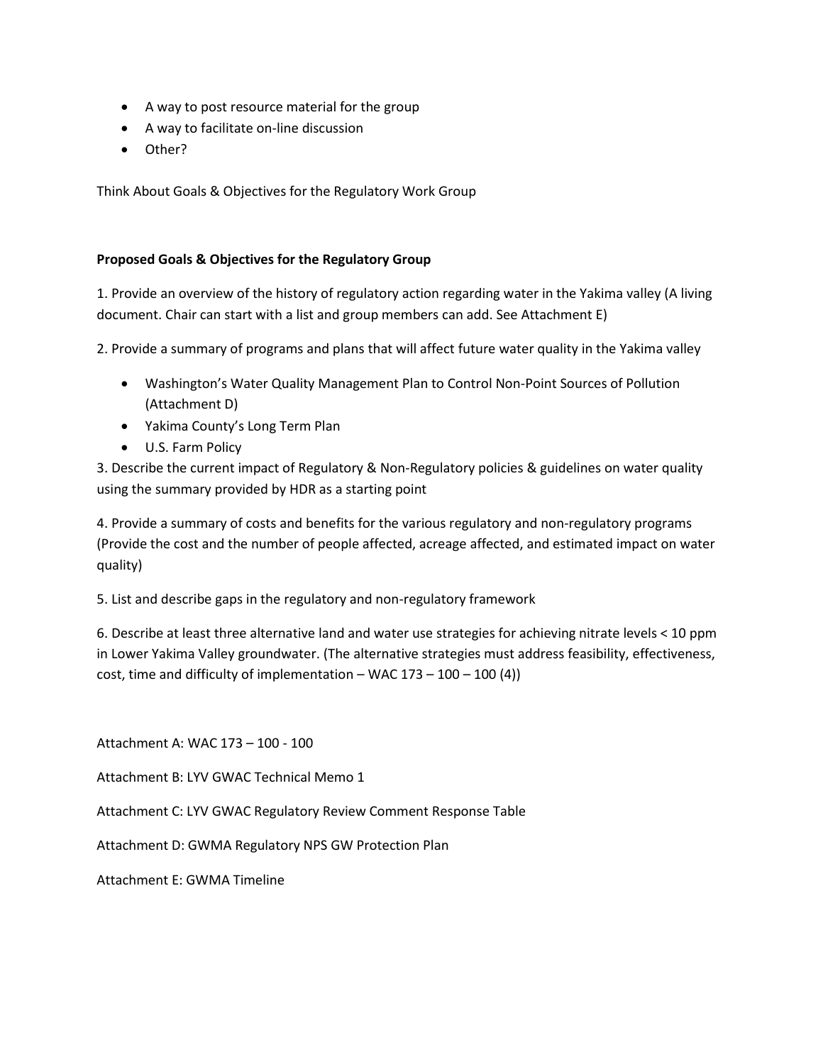- A way to post resource material for the group
- A way to facilitate on-line discussion
- Other?

Think About Goals & Objectives for the Regulatory Work Group

**Proposed Goals & Objectives for the Regulatory Group**

1. Provide an overview of the history of regulatory action regarding water in the Yakima valley (A living document. Chair can start with a list and group members can add. See Attachment E)

2. Provide a summary of programs and plans that will affect future water quality in the Yakima valley

   - Washington's Water Quality Management Plan to Control Non-Point Sources of Pollution (Attachment D)
   - Yakima County's Long Term Plan
   - U.S. Farm Policy

3. Describe the current impact of Regulatory & Non-Regulatory policies & guidelines on water quality using the summary provided by HDR as a starting point

4. Provide a summary of costs and benefits for the various regulatory and non-regulatory programs (Provide the cost and the number of people affected, acreage affected, and estimated impact on water quality)

5. List and describe gaps in the regulatory and non-regulatory framework

6. Describe at least three alternative land and water use strategies for achieving nitrate levels < 10 ppm in Lower Yakima Valley groundwater. (The alternative strategies must address feasibility, effectiveness, cost, time and difficulty of implementation – WAC 173 – 100 – 100 (4))

Attachment A: WAC 173 – 100 - 100

Attachment B: LYV GWAC Technical Memo 1

Attachment C: LYV GWAC Regulatory Review Comment Response Table

Attachment D: GWMA Regulatory NPS GW Protection Plan

Attachment E: GWMA Timeline